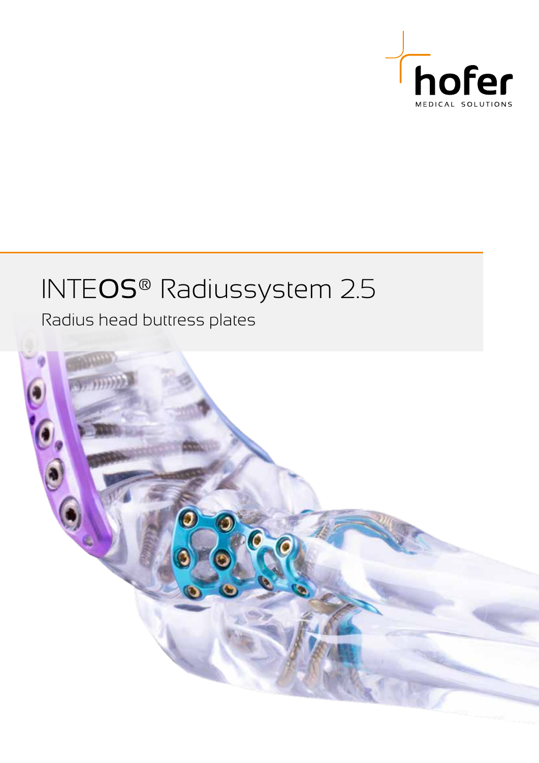hofer

MEDICAL SOLUTIONS

# INTEOS® Radiussystem 2.5

Radius head buttress plates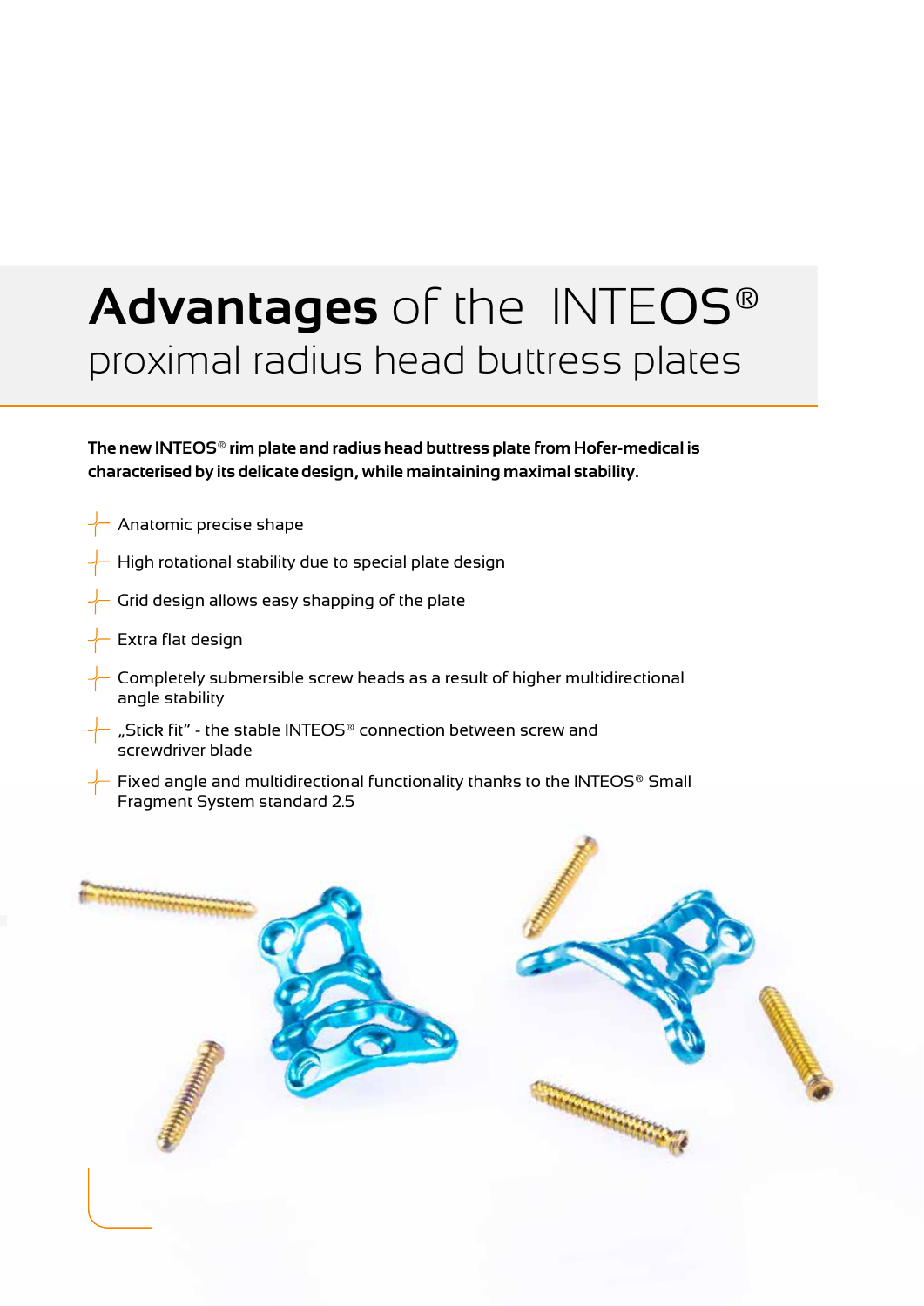# **Advantages** of the INTEOS® proximal radius head buttress plates

**The new INTEOS® rim plate and radius head buttress plate from Hofer-medical is characterised by its delicate design, while maintaining maximal stability.**

- Anatomic precise shape
- High rotational stability due to special plate design
- Grid design allows easy shapping of the plate
- Extra flat design
- Completely submersible screw heads as a result of higher multidirectional angle stability
- „Stick fit" - the stable INTEOS® connection between screw and screwdriver blade
- Fixed angle and multidirectional functionality thanks to the INTEOS® Small Fragment System standard 2.5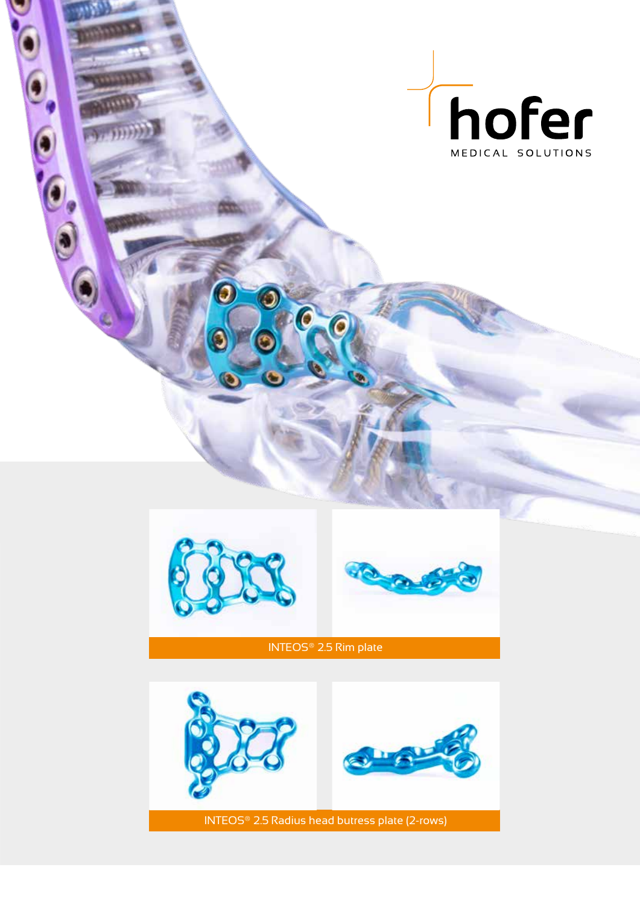hofer

MEDICAL SOLUTIONS

INTEOS® 2.5 Rim plate

INTEOS® 2.5 Radius head butress plate (2-rows)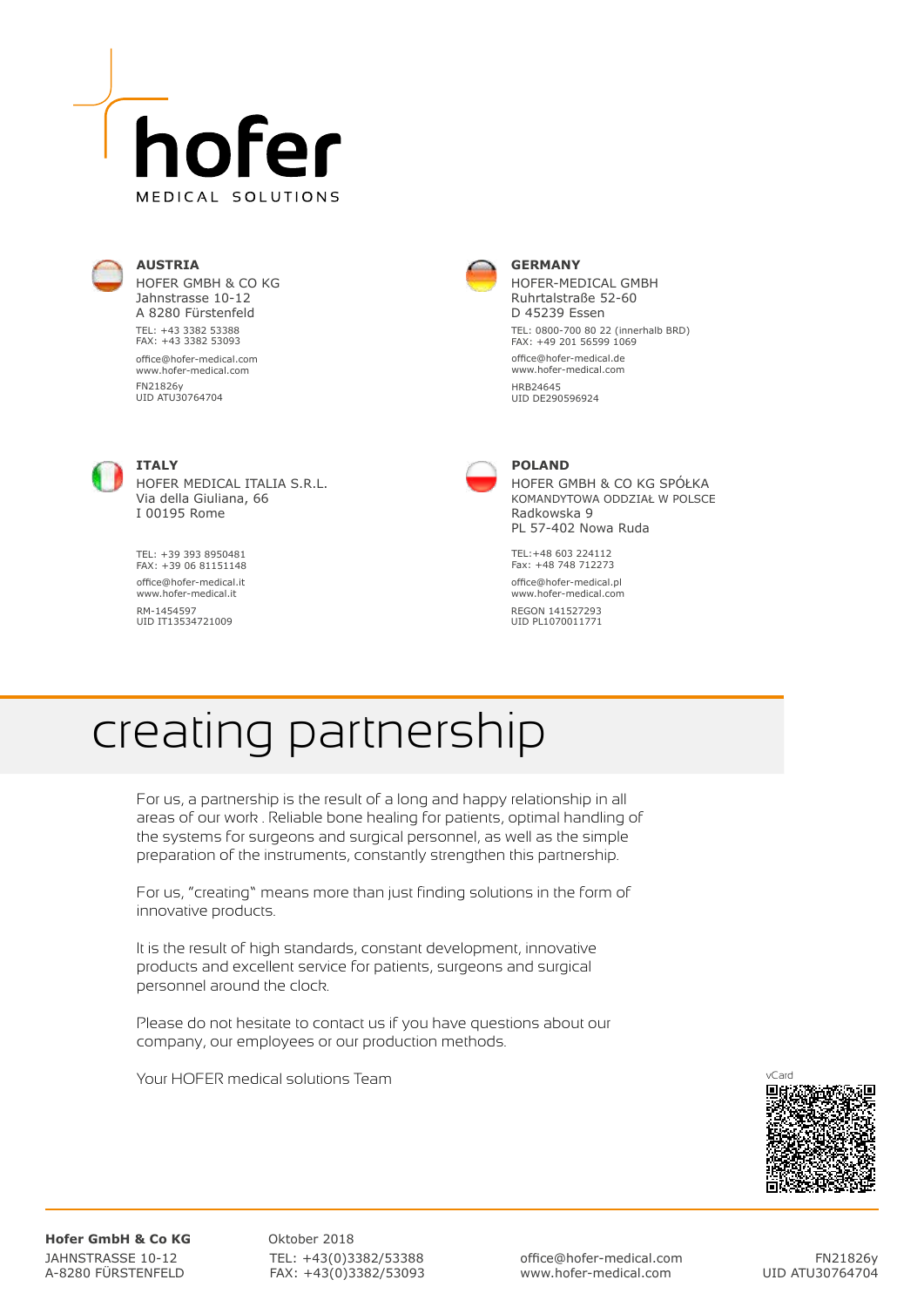hofer

MEDICAL SOLUTIONS

**AUSTRIA**

HOFER GMBH & CO KG
Jahnstrasse 10-12
A 8280 Fürstenfeld

TEL: +43 3382 53388
FAX: +43 3382 53093

office@hofer-medical.com
www.hofer-medical.com

FN21826y
UID ATU30764704

**GERMANY**

HOFER-MEDICAL GMBH
Ruhrtalstraße 52-60
D 45239 Essen

TEL: 0800-700 80 22 (innerhalb BRD)
FAX: +49 201 56599 1069

office@hofer-medical.de
www.hofer-medical.com

HRB24645
UID DE290596924

**ITALY**

HOFER MEDICAL ITALIA S.R.L.
Via della Giuliana, 66
I 00195 Rome

TEL: +39 393 8950481
FAX: +39 06 81151148

office@hofer-medical.it
www.hofer-medical.it

RM-1454597
UID IT13534721009

**POLAND**

HOFER GMBH & CO KG SPÓŁKA
KOMANDYTOWA ODDZIAŁ W POLSCE
Radkowska 9
PL 57-402 Nowa Ruda

TEL:+48 603 224112
Fax: +48 748 712273

office@hofer-medical.pl
www.hofer-medical.com

REGON 141527293
UID PL1070011771

# creating partnership

For us, a partnership is the result of a long and happy relationship in all areas of our work . Reliable bone healing for patients, optimal handling of the systems for surgeons and surgical personnel, as well as the simple preparation of the instruments, constantly strengthen this partnership.

For us, "creating" means more than just finding solutions in the form of innovative products.

It is the result of high standards, constant development, innovative products and excellent service for patients, surgeons and surgical personnel around the clock.

Please do not hesitate to contact us if you have questions about our company, our employees or our production methods.

Your HOFER medical solutions Team

vCard

**Hofer GmbH & Co KG**
JAHNSTRASSE 10-12
A-8280 FÜRSTENFELD

Oktober 2018
TEL: +43(0)3382/53388
FAX: +43(0)3382/53093

office@hofer-medical.com
www.hofer-medical.com

FN21826y
UID ATU30764704